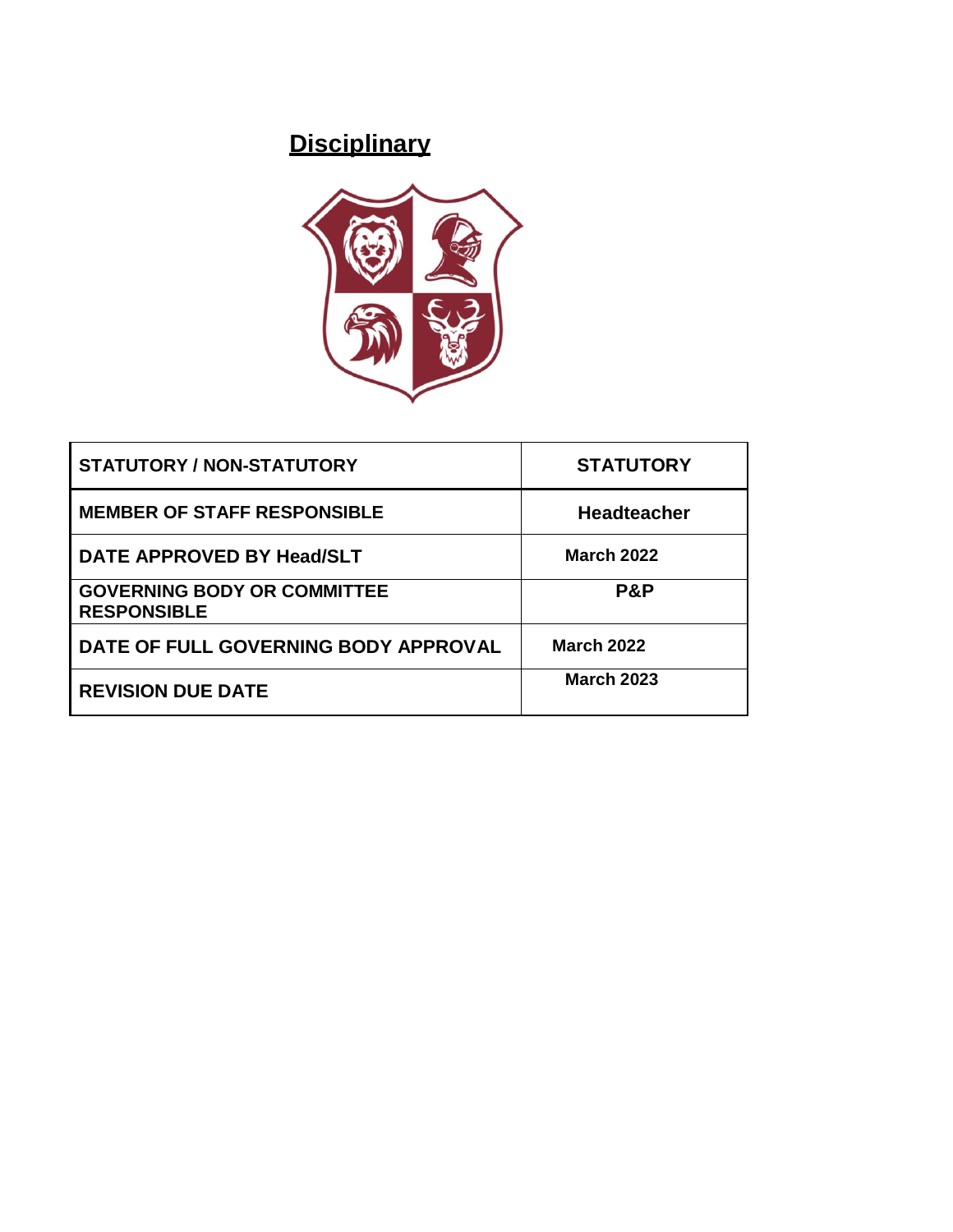# Disciplinary

| STATUTORY / NON-STATUTORY | STATUTORY |
|---|---|
| MEMBER OF STAFF RESPONSIBLE | Headteacher |
| DATE APPROVED BY Head/SLT | March 2022 |
| GOVERNING BODY OR COMMITTEE RESPONSIBLE | P&P |
| DATE OF FULL GOVERNING BODY APPROVAL | March 2022 |
| REVISION DUE DATE | March 2023 |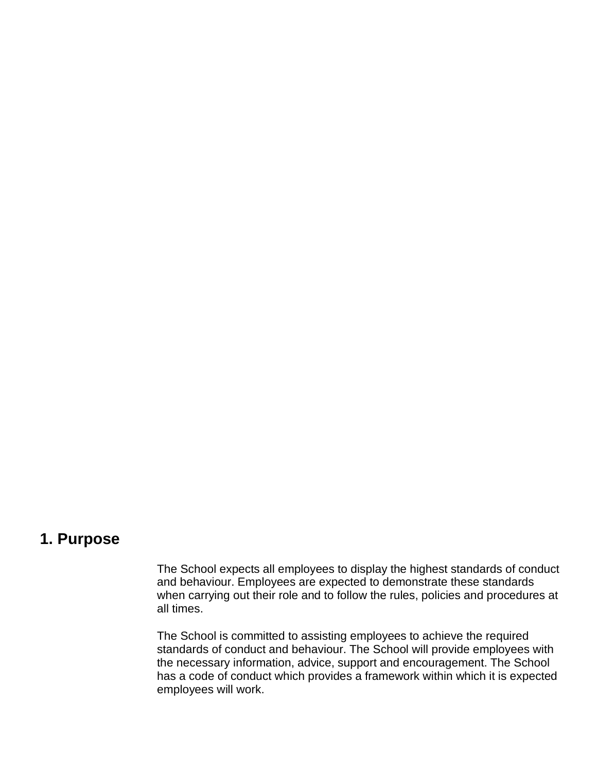## 1. Purpose

The School expects all employees to display the highest standards of conduct and behaviour. Employees are expected to demonstrate these standards when carrying out their role and to follow the rules, policies and procedures at all times.

The School is committed to assisting employees to achieve the required standards of conduct and behaviour. The School will provide employees with the necessary information, advice, support and encouragement. The School has a code of conduct which provides a framework within which it is expected employees will work.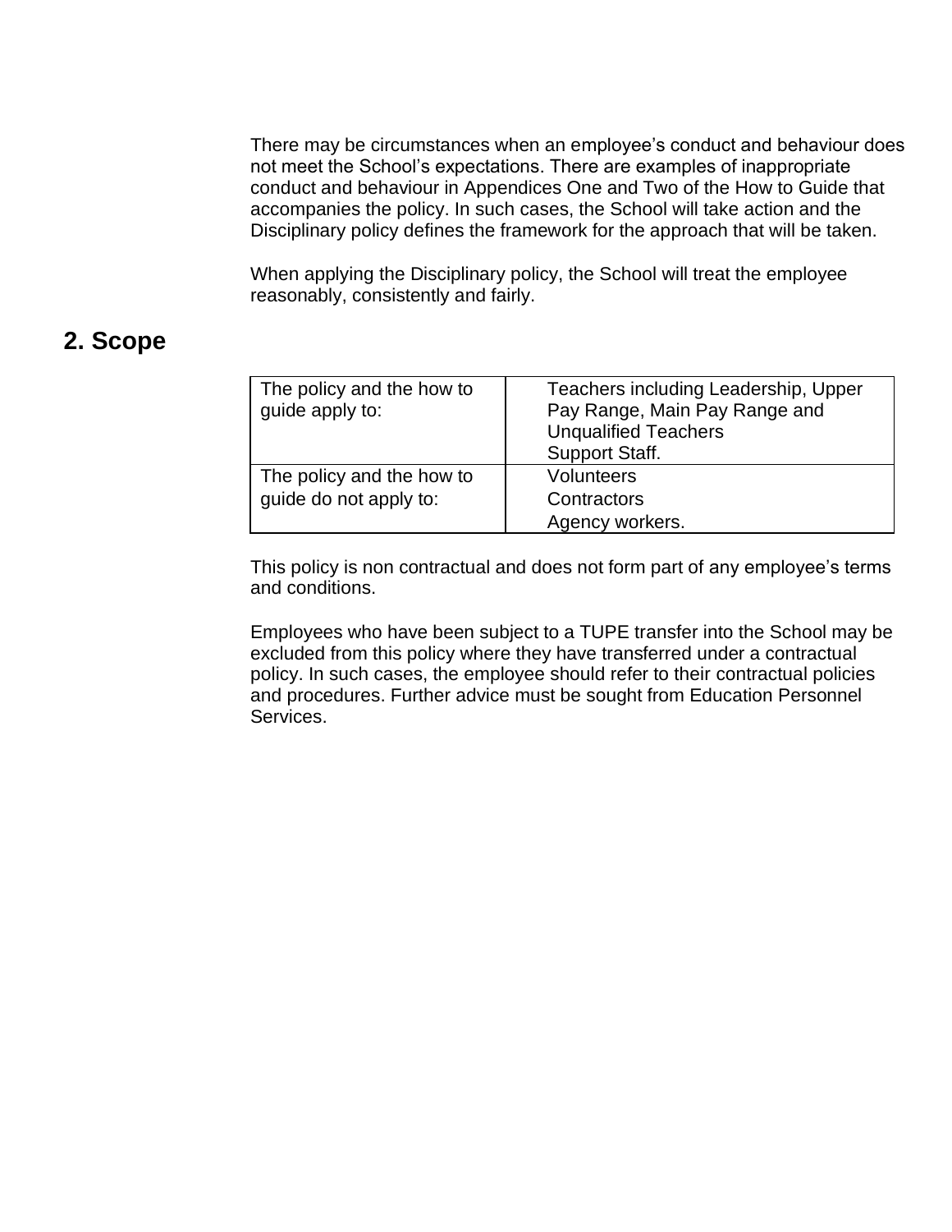There may be circumstances when an employee's conduct and behaviour does not meet the School's expectations. There are examples of inappropriate conduct and behaviour in Appendices One and Two of the How to Guide that accompanies the policy. In such cases, the School will take action and the Disciplinary policy defines the framework for the approach that will be taken.

When applying the Disciplinary policy, the School will treat the employee reasonably, consistently and fairly.

## 2. Scope

| | |
|---|---|
| The policy and the how to guide apply to: | Teachers including Leadership, Upper Pay Range, Main Pay Range and Unqualified Teachers<br>Support Staff. |
| The policy and the how to guide do not apply to: | Volunteers<br>Contractors<br>Agency workers. |

This policy is non contractual and does not form part of any employee's terms and conditions.

Employees who have been subject to a TUPE transfer into the School may be excluded from this policy where they have transferred under a contractual policy. In such cases, the employee should refer to their contractual policies and procedures. Further advice must be sought from Education Personnel Services.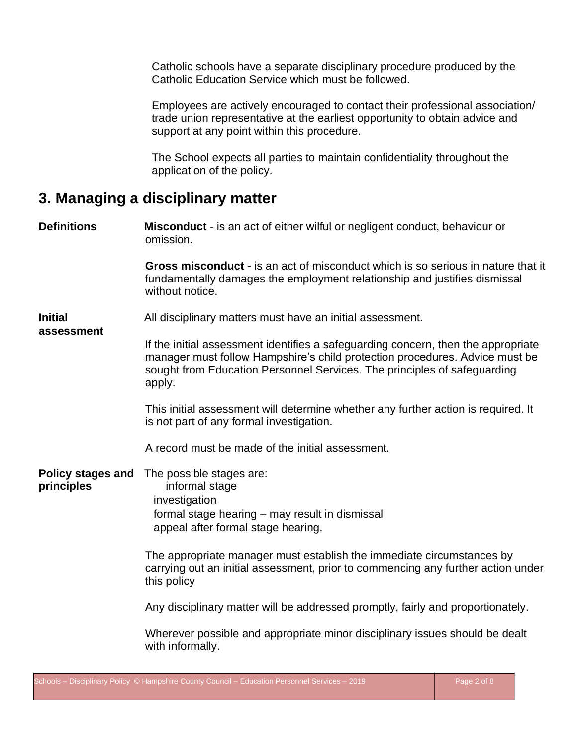Catholic schools have a separate disciplinary procedure produced by the Catholic Education Service which must be followed.

Employees are actively encouraged to contact their professional association/ trade union representative at the earliest opportunity to obtain advice and support at any point within this procedure.

The School expects all parties to maintain confidentiality throughout the application of the policy.

## 3. Managing a disciplinary matter

**Definitions**

**Misconduct** - is an act of either wilful or negligent conduct, behaviour or omission.

**Gross misconduct** - is an act of misconduct which is so serious in nature that it fundamentally damages the employment relationship and justifies dismissal without notice.

**Initial assessment**

All disciplinary matters must have an initial assessment.

If the initial assessment identifies a safeguarding concern, then the appropriate manager must follow Hampshire's child protection procedures. Advice must be sought from Education Personnel Services. The principles of safeguarding apply.

This initial assessment will determine whether any further action is required. It is not part of any formal investigation.

A record must be made of the initial assessment.

**Policy stages and principles**

The possible stages are:

- informal stage
- investigation
- formal stage hearing – may result in dismissal
- appeal after formal stage hearing.

The appropriate manager must establish the immediate circumstances by carrying out an initial assessment, prior to commencing any further action under this policy

Any disciplinary matter will be addressed promptly, fairly and proportionately.

Wherever possible and appropriate minor disciplinary issues should be dealt with informally.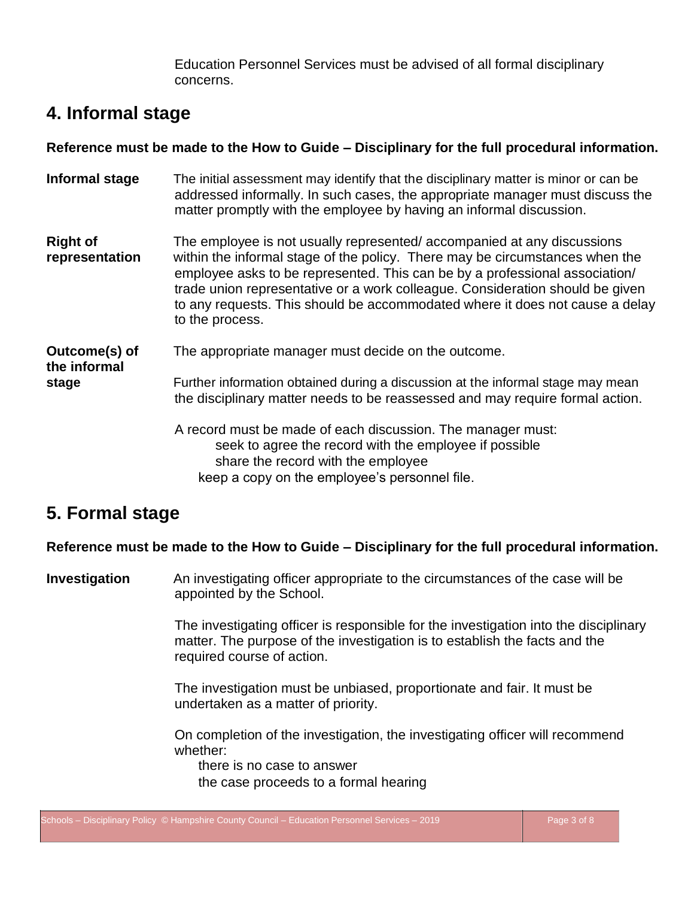Education Personnel Services must be advised of all formal disciplinary concerns.

## 4. Informal stage

**Reference must be made to the How to Guide – Disciplinary for the full procedural information.**

**Informal stage**

The initial assessment may identify that the disciplinary matter is minor or can be addressed informally. In such cases, the appropriate manager must discuss the matter promptly with the employee by having an informal discussion.

**Right of representation**

The employee is not usually represented/ accompanied at any discussions within the informal stage of the policy. There may be circumstances when the employee asks to be represented. This can be by a professional association/ trade union representative or a work colleague. Consideration should be given to any requests. This should be accommodated where it does not cause a delay to the process.

**Outcome(s) of the informal stage**

The appropriate manager must decide on the outcome.

Further information obtained during a discussion at the informal stage may mean the disciplinary matter needs to be reassessed and may require formal action.

A record must be made of each discussion. The manager must:

- seek to agree the record with the employee if possible
- share the record with the employee
- keep a copy on the employee's personnel file.

## 5. Formal stage

**Reference must be made to the How to Guide – Disciplinary for the full procedural information.**

**Investigation**

An investigating officer appropriate to the circumstances of the case will be appointed by the School.

The investigating officer is responsible for the investigation into the disciplinary matter. The purpose of the investigation is to establish the facts and the required course of action.

The investigation must be unbiased, proportionate and fair. It must be undertaken as a matter of priority.

On completion of the investigation, the investigating officer will recommend whether:

- there is no case to answer
- the case proceeds to a formal hearing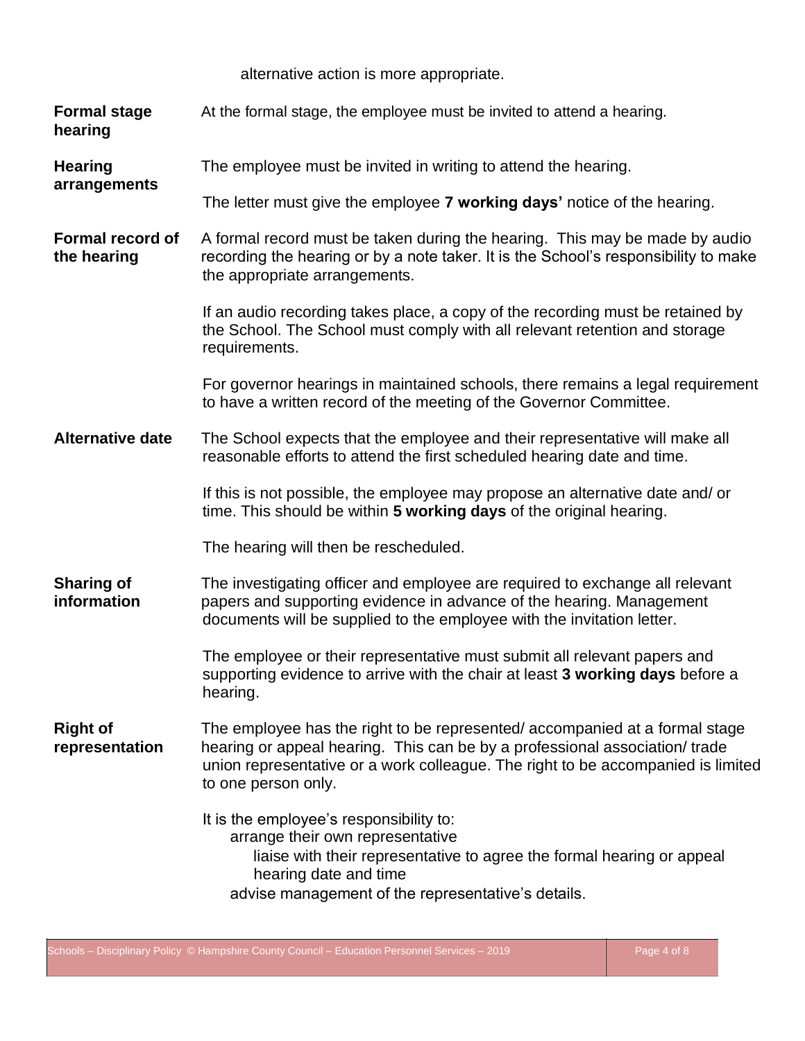alternative action is more appropriate.

**Formal stage hearing**

At the formal stage, the employee must be invited to attend a hearing.

**Hearing arrangements**

The employee must be invited in writing to attend the hearing.

The letter must give the employee **7 working days'** notice of the hearing.

**Formal record of the hearing**

A formal record must be taken during the hearing. This may be made by audio recording the hearing or by a note taker. It is the School's responsibility to make the appropriate arrangements.

If an audio recording takes place, a copy of the recording must be retained by the School. The School must comply with all relevant retention and storage requirements.

For governor hearings in maintained schools, there remains a legal requirement to have a written record of the meeting of the Governor Committee.

**Alternative date**

The School expects that the employee and their representative will make all reasonable efforts to attend the first scheduled hearing date and time.

If this is not possible, the employee may propose an alternative date and/ or time. This should be within **5 working days** of the original hearing.

The hearing will then be rescheduled.

**Sharing of information**

The investigating officer and employee are required to exchange all relevant papers and supporting evidence in advance of the hearing. Management documents will be supplied to the employee with the invitation letter.

The employee or their representative must submit all relevant papers and supporting evidence to arrive with the chair at least **3 working days** before a hearing.

**Right of representation**

The employee has the right to be represented/ accompanied at a formal stage hearing or appeal hearing. This can be by a professional association/ trade union representative or a work colleague. The right to be accompanied is limited to one person only.

It is the employee's responsibility to:

- arrange their own representative
- liaise with their representative to agree the formal hearing or appeal hearing date and time
- advise management of the representative's details.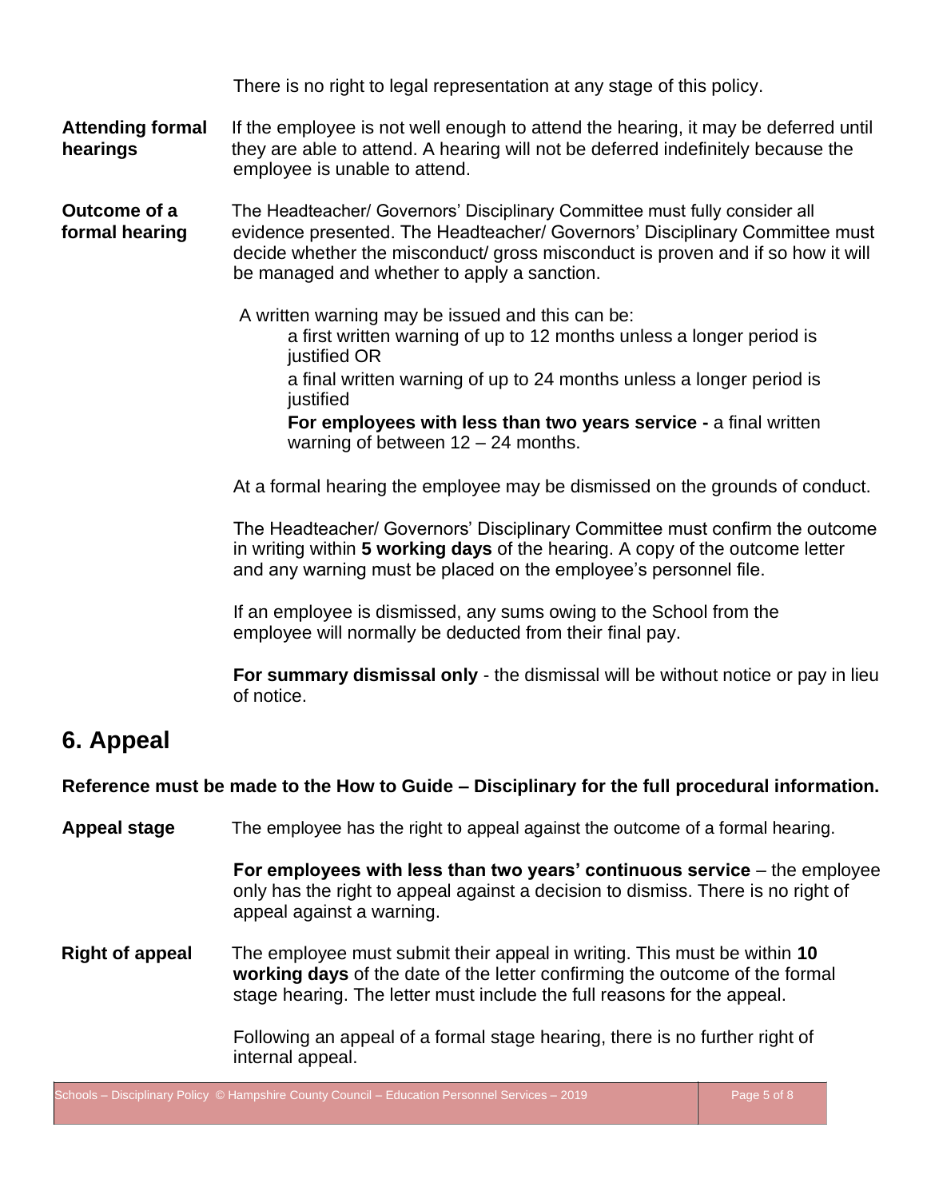There is no right to legal representation at any stage of this policy.

**Attending formal hearings**

If the employee is not well enough to attend the hearing, it may be deferred until they are able to attend. A hearing will not be deferred indefinitely because the employee is unable to attend.

**Outcome of a formal hearing**

The Headteacher/ Governors' Disciplinary Committee must fully consider all evidence presented. The Headteacher/ Governors' Disciplinary Committee must decide whether the misconduct/ gross misconduct is proven and if so how it will be managed and whether to apply a sanction.

A written warning may be issued and this can be:

- a first written warning of up to 12 months unless a longer period is justified OR
- a final written warning of up to 24 months unless a longer period is justified
- **For employees with less than two years service -** a final written warning of between 12 – 24 months.

At a formal hearing the employee may be dismissed on the grounds of conduct.

The Headteacher/ Governors' Disciplinary Committee must confirm the outcome in writing within **5 working days** of the hearing. A copy of the outcome letter and any warning must be placed on the employee's personnel file.

If an employee is dismissed, any sums owing to the School from the employee will normally be deducted from their final pay.

**For summary dismissal only** - the dismissal will be without notice or pay in lieu of notice.

## 6. Appeal

**Reference must be made to the How to Guide – Disciplinary for the full procedural information.**

**Appeal stage**

The employee has the right to appeal against the outcome of a formal hearing.

**For employees with less than two years' continuous service** – the employee only has the right to appeal against a decision to dismiss. There is no right of appeal against a warning.

**Right of appeal**

The employee must submit their appeal in writing. This must be within **10 working days** of the date of the letter confirming the outcome of the formal stage hearing. The letter must include the full reasons for the appeal.

Following an appeal of a formal stage hearing, there is no further right of internal appeal.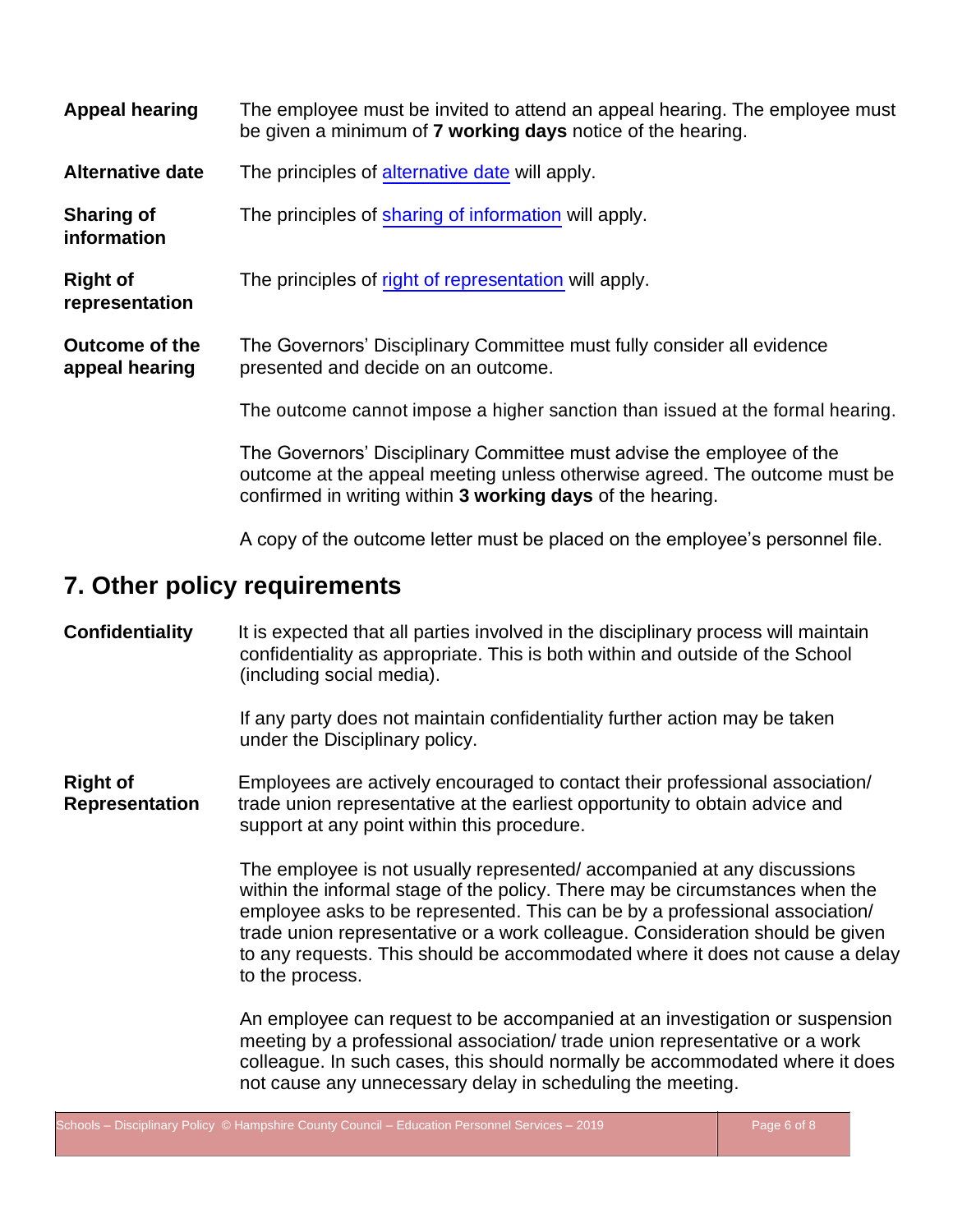**Appeal hearing** The employee must be invited to attend an appeal hearing. The employee must be given a minimum of **7 working days** notice of the hearing.

**Alternative date** The principles of [alternative date] will apply.

**Sharing of information** The principles of [sharing of information] will apply.

**Right of representation** The principles of [right of representation] will apply.

**Outcome of the appeal hearing** The Governors' Disciplinary Committee must fully consider all evidence presented and decide on an outcome.

The outcome cannot impose a higher sanction than issued at the formal hearing.

The Governors' Disciplinary Committee must advise the employee of the outcome at the appeal meeting unless otherwise agreed. The outcome must be confirmed in writing within **3 working days** of the hearing.

A copy of the outcome letter must be placed on the employee's personnel file.

## 7. Other policy requirements

**Confidentiality** It is expected that all parties involved in the disciplinary process will maintain confidentiality as appropriate. This is both within and outside of the School (including social media).

If any party does not maintain confidentiality further action may be taken under the Disciplinary policy.

**Right of Representation** Employees are actively encouraged to contact their professional association/ trade union representative at the earliest opportunity to obtain advice and support at any point within this procedure.

The employee is not usually represented/ accompanied at any discussions within the informal stage of the policy. There may be circumstances when the employee asks to be represented. This can be by a professional association/ trade union representative or a work colleague. Consideration should be given to any requests. This should be accommodated where it does not cause a delay to the process.

An employee can request to be accompanied at an investigation or suspension meeting by a professional association/ trade union representative or a work colleague. In such cases, this should normally be accommodated where it does not cause any unnecessary delay in scheduling the meeting.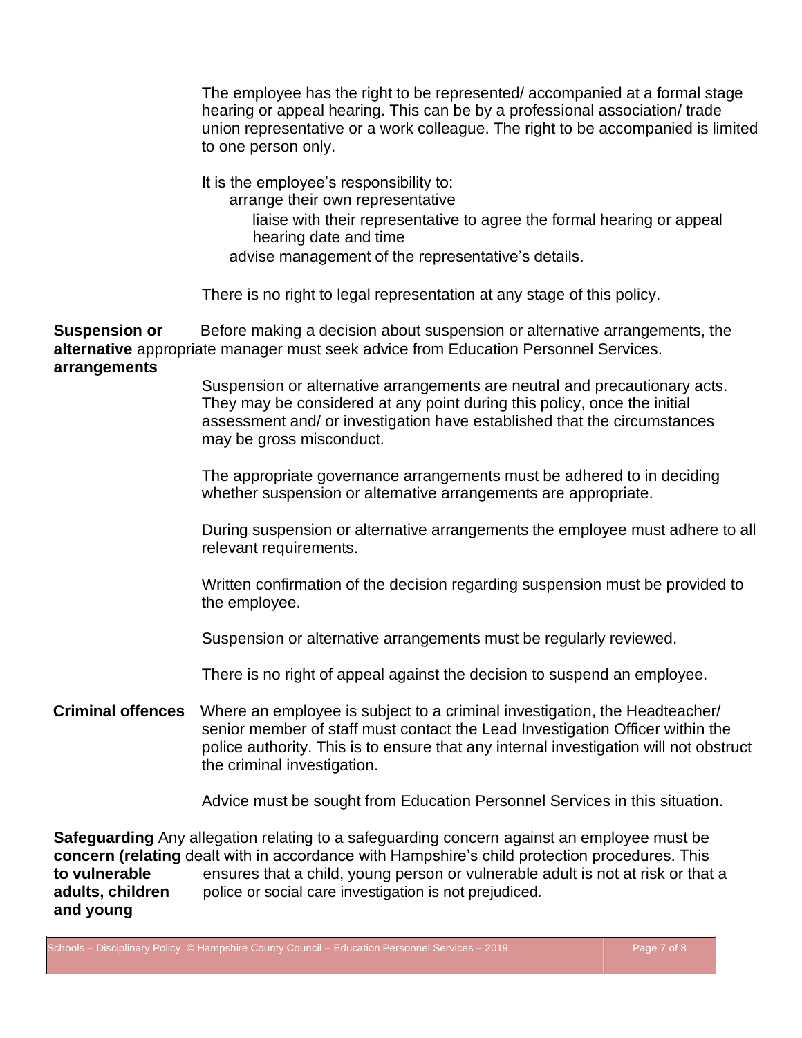The employee has the right to be represented/ accompanied at a formal stage hearing or appeal hearing. This can be by a professional association/ trade union representative or a work colleague. The right to be accompanied is limited to one person only.

It is the employee's responsibility to:

- arrange their own representative
- liaise with their representative to agree the formal hearing or appeal hearing date and time
- advise management of the representative's details.

There is no right to legal representation at any stage of this policy.

**Suspension or alternative arrangements**

Before making a decision about suspension or alternative arrangements, the appropriate manager must seek advice from Education Personnel Services.

Suspension or alternative arrangements are neutral and precautionary acts. They may be considered at any point during this policy, once the initial assessment and/ or investigation have established that the circumstances may be gross misconduct.

The appropriate governance arrangements must be adhered to in deciding whether suspension or alternative arrangements are appropriate.

During suspension or alternative arrangements the employee must adhere to all relevant requirements.

Written confirmation of the decision regarding suspension must be provided to the employee.

Suspension or alternative arrangements must be regularly reviewed.

There is no right of appeal against the decision to suspend an employee.

**Criminal offences**

Where an employee is subject to a criminal investigation, the Headteacher/ senior member of staff must contact the Lead Investigation Officer within the police authority. This is to ensure that any internal investigation will not obstruct the criminal investigation.

Advice must be sought from Education Personnel Services in this situation.

**Safeguarding concern (relating to vulnerable adults, children and young**

Any allegation relating to a safeguarding concern against an employee must be dealt with in accordance with Hampshire's child protection procedures. This ensures that a child, young person or vulnerable adult is not at risk or that a police or social care investigation is not prejudiced.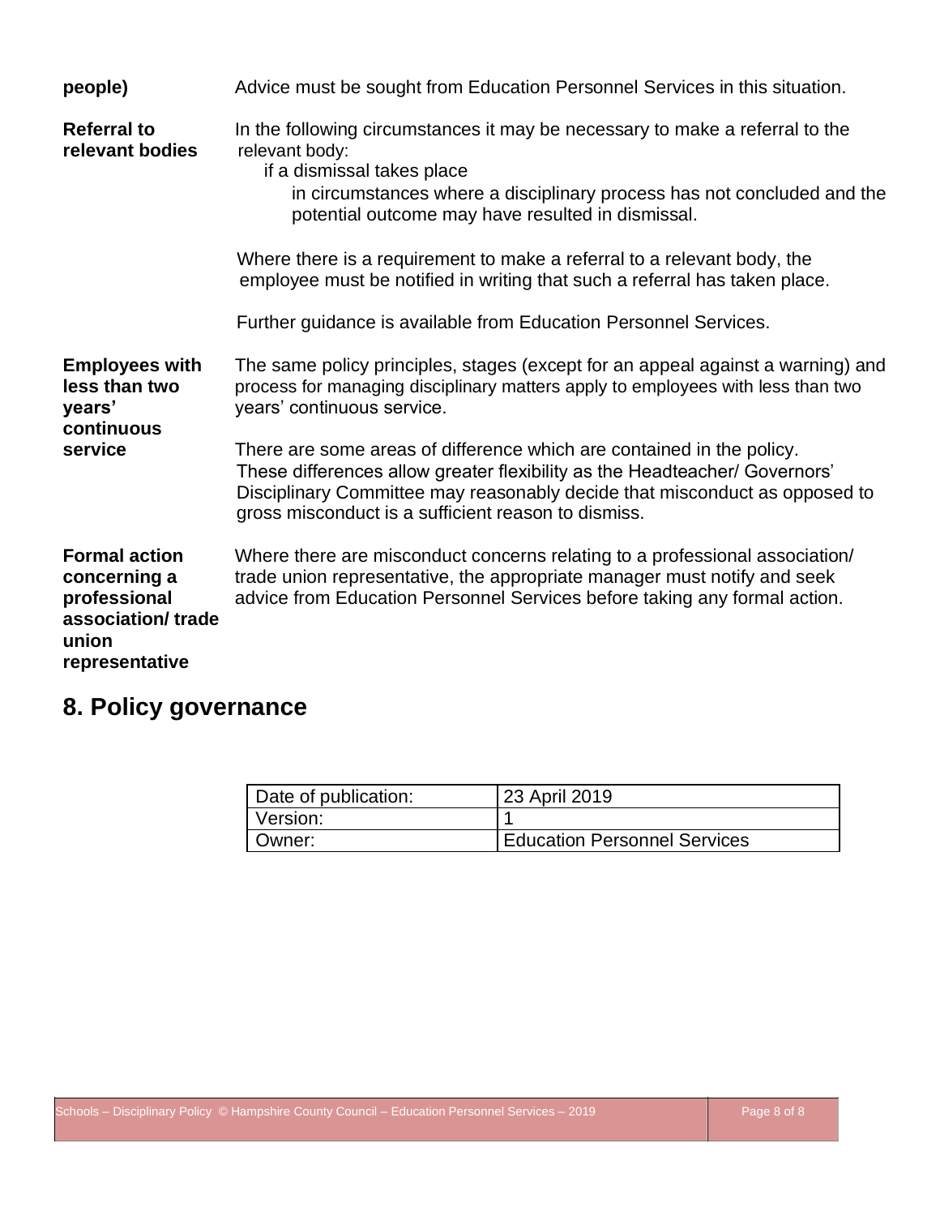**people)** Advice must be sought from Education Personnel Services in this situation.

**Referral to relevant bodies** In the following circumstances it may be necessary to make a referral to the relevant body:

- if a dismissal takes place
- in circumstances where a disciplinary process has not concluded and the potential outcome may have resulted in dismissal.

Where there is a requirement to make a referral to a relevant body, the employee must be notified in writing that such a referral has taken place.

Further guidance is available from Education Personnel Services.

**Employees with less than two years' continuous service** The same policy principles, stages (except for an appeal against a warning) and process for managing disciplinary matters apply to employees with less than two years' continuous service.

There are some areas of difference which are contained in the policy. These differences allow greater flexibility as the Headteacher/ Governors' Disciplinary Committee may reasonably decide that misconduct as opposed to gross misconduct is a sufficient reason to dismiss.

**Formal action concerning a professional association/ trade union representative** Where there are misconduct concerns relating to a professional association/ trade union representative, the appropriate manager must notify and seek advice from Education Personnel Services before taking any formal action.

## 8. Policy governance

| | |
|---|---|
| Date of publication: | 23 April 2019 |
| Version: | 1 |
| Owner: | Education Personnel Services |